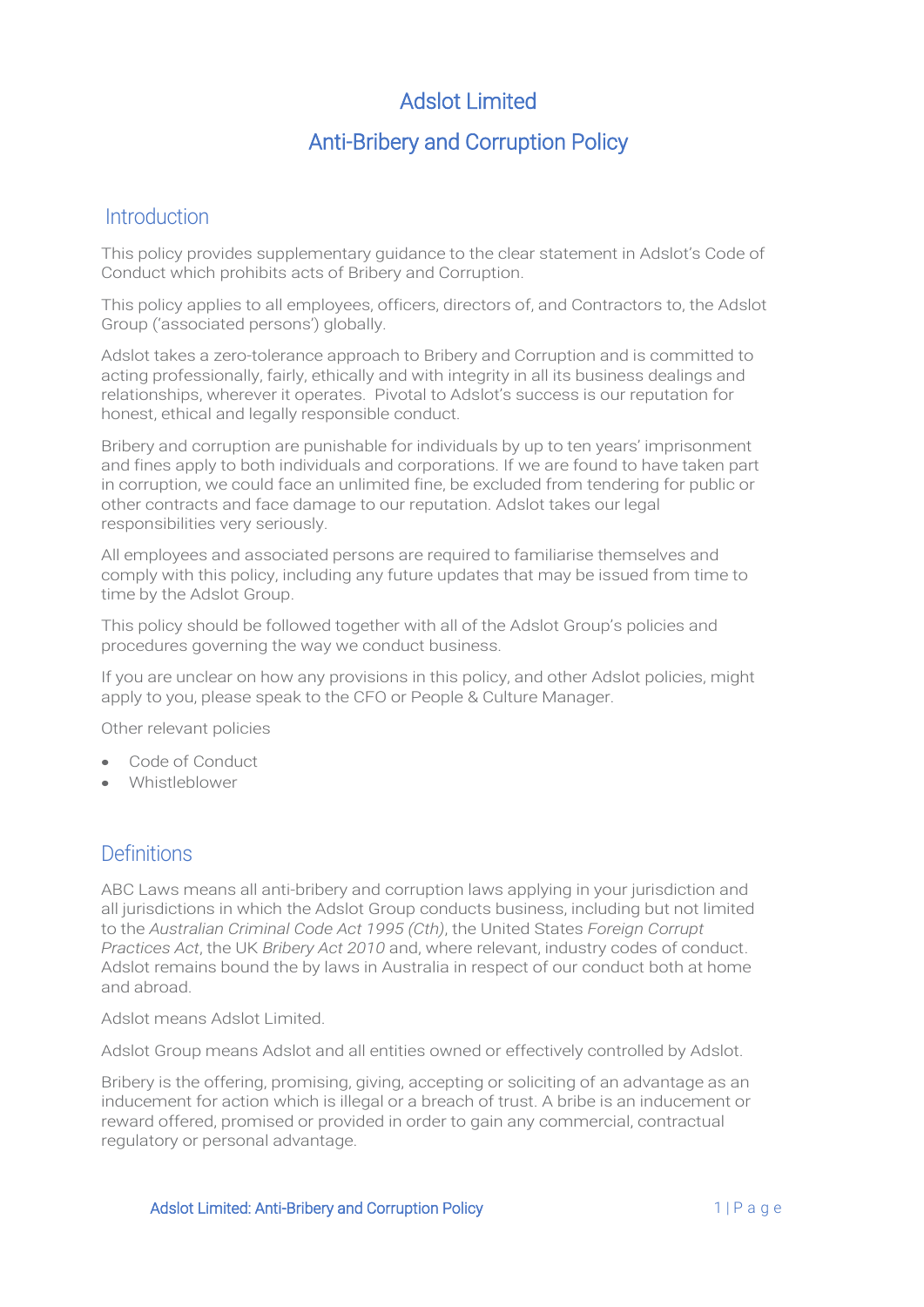# Adslot Limited

# Anti-Bribery and Corruption Policy

## Introduction

This policy provides supplementary guidance to the clear statement in Adslot's Code of Conduct which prohibits acts of Bribery and Corruption.

This policy applies to all employees, officers, directors of, and Contractors to, the Adslot Group ('associated persons') globally.

Adslot takes a zero-tolerance approach to Bribery and Corruption and is committed to acting professionally, fairly, ethically and with integrity in all its business dealings and relationships, wherever it operates. Pivotal to Adslot's success is our reputation for honest, ethical and legally responsible conduct.

Bribery and corruption are punishable for individuals by up to ten years' imprisonment and fines apply to both individuals and corporations. If we are found to have taken part in corruption, we could face an unlimited fine, be excluded from tendering for public or other contracts and face damage to our reputation. Adslot takes our legal responsibilities very seriously.

All employees and associated persons are required to familiarise themselves and comply with this policy, including any future updates that may be issued from time to time by the Adslot Group.

This policy should be followed together with all of the Adslot Group's policies and procedures governing the way we conduct business.

If you are unclear on how any provisions in this policy, and other Adslot policies, might apply to you, please speak to the CFO or People & Culture Manager.

Other relevant policies

- Code of Conduct
- Whistleblower

## Definitions

ABC Laws means all anti-bribery and corruption laws applying in your jurisdiction and all jurisdictions in which the Adslot Group conducts business, including but not limited to the *Australian Criminal Code Act 1995 (Cth)*, the United States *Foreign Corrupt Practices Act*, the UK *Bribery Act 2010* and, where relevant, industry codes of conduct. Adslot remains bound the by laws in Australia in respect of our conduct both at home and abroad.

Adslot means Adslot Limited.

Adslot Group means Adslot and all entities owned or effectively controlled by Adslot.

Bribery is the offering, promising, giving, accepting or soliciting of an advantage as an inducement for action which is illegal or a breach of trust. A bribe is an inducement or reward offered, promised or provided in order to gain any commercial, contractual regulatory or personal advantage.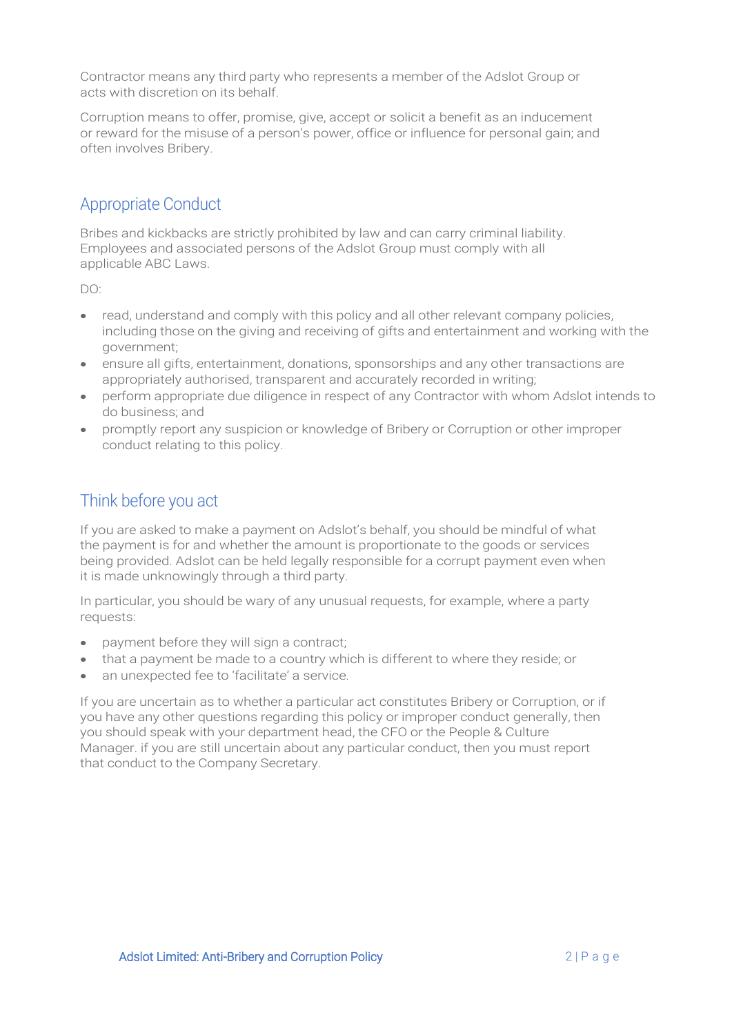Contractor means any third party who represents a member of the Adslot Group or acts with discretion on its behalf.

Corruption means to offer, promise, give, accept or solicit a benefit as an inducement or reward for the misuse of a person's power, office or influence for personal gain; and often involves Bribery.

## Appropriate Conduct

Bribes and kickbacks are strictly prohibited by law and can carry criminal liability. Employees and associated persons of the Adslot Group must comply with all applicable ABC Laws.

DO:

- read, understand and comply with this policy and all other relevant company policies, including those on the giving and receiving of gifts and entertainment and working with the government;
- ensure all gifts, entertainment, donations, sponsorships and any other transactions are appropriately authorised, transparent and accurately recorded in writing;
- perform appropriate due diligence in respect of any Contractor with whom Adslot intends to do business; and
- promptly report any suspicion or knowledge of Bribery or Corruption or other improper conduct relating to this policy.

## Think before you act

If you are asked to make a payment on Adslot's behalf, you should be mindful of what the payment is for and whether the amount is proportionate to the goods or services being provided. Adslot can be held legally responsible for a corrupt payment even when it is made unknowingly through a third party.

In particular, you should be wary of any unusual requests, for example, where a party requests:

- payment before they will sign a contract;
- that a payment be made to a country which is different to where they reside; or
- an unexpected fee to 'facilitate' a service.

If you are uncertain as to whether a particular act constitutes Bribery or Corruption, or if you have any other questions regarding this policy or improper conduct generally, then you should speak with your department head, the CFO or the People & Culture Manager. if you are still uncertain about any particular conduct, then you must report that conduct to the Company Secretary.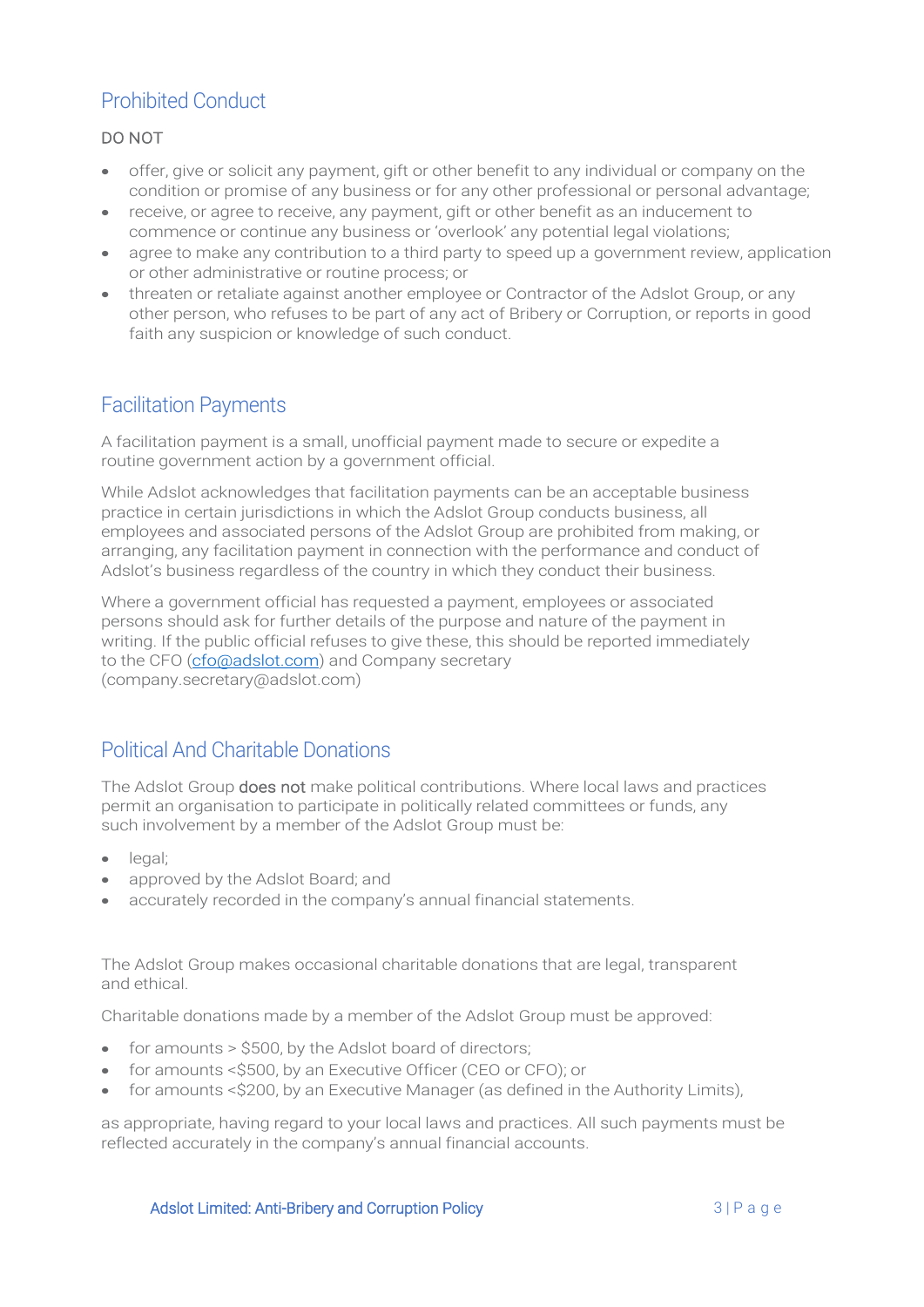## Prohibited Conduct

DO NOT

- offer, give or solicit any payment, gift or other benefit to any individual or company on the condition or promise of any business or for any other professional or personal advantage;
- receive, or agree to receive, any payment, gift or other benefit as an inducement to commence or continue any business or 'overlook' any potential legal violations;
- agree to make any contribution to a third party to speed up a government review, application or other administrative or routine process; or
- threaten or retaliate against another employee or Contractor of the Adslot Group, or any other person, who refuses to be part of any act of Bribery or Corruption, or reports in good faith any suspicion or knowledge of such conduct.

## Facilitation Payments

A facilitation payment is a small, unofficial payment made to secure or expedite a routine government action by a government official.

While Adslot acknowledges that facilitation payments can be an acceptable business practice in certain jurisdictions in which the Adslot Group conducts business, all employees and associated persons of the Adslot Group are prohibited from making, or arranging, any facilitation payment in connection with the performance and conduct of Adslot's business regardless of the country in which they conduct their business.

Where a government official has requested a payment, employees or associated persons should ask for further details of the purpose and nature of the payment in writing. If the public official refuses to give these, this should be reported immediately to the CFO (cfo@adslot.com) and Company secretary (company.secretary@adslot.com)

## Political And Charitable Donations

The Adslot Group **does not** make political contributions. Where local laws and practices permit an organisation to participate in politically related committees or funds, any such involvement by a member of the Adslot Group must be:

- legal;
- approved by the Adslot Board; and
- accurately recorded in the company's annual financial statements.

The Adslot Group makes occasional charitable donations that are legal, transparent and ethical.

Charitable donations made by a member of the Adslot Group must be approved:

- for amounts > $500, by the Adslot board of directors;
- for amounts <$500, by an Executive Officer (CEO or CFO); or
- for amounts <$200, by an Executive Manager (as defined in the Authority Limits),

as appropriate, having regard to your local laws and practices. All such payments must be reflected accurately in the company's annual financial accounts.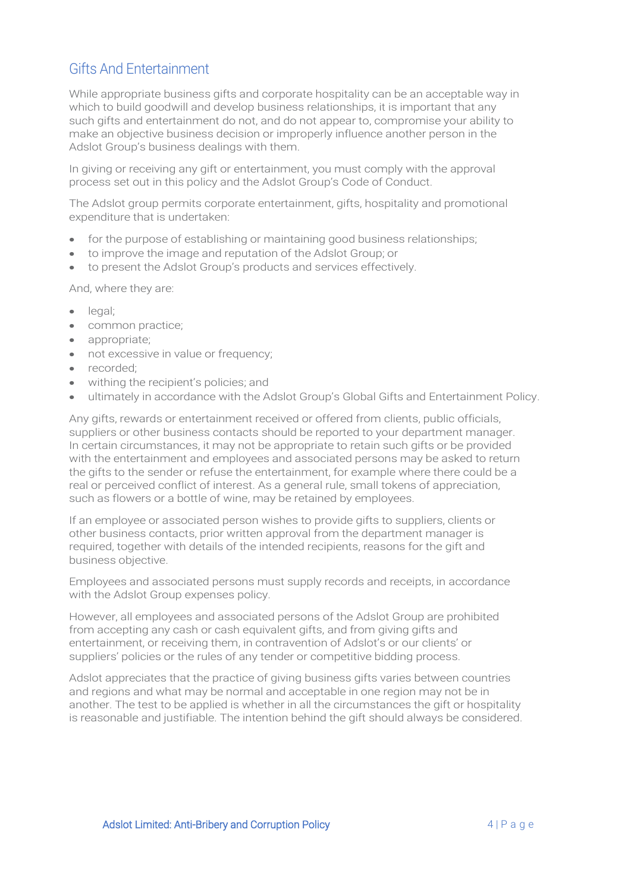## Gifts And Entertainment

While appropriate business gifts and corporate hospitality can be an acceptable way in which to build goodwill and develop business relationships, it is important that any such gifts and entertainment do not, and do not appear to, compromise your ability to make an objective business decision or improperly influence another person in the Adslot Group's business dealings with them.

In giving or receiving any gift or entertainment, you must comply with the approval process set out in this policy and the Adslot Group's Code of Conduct.

The Adslot group permits corporate entertainment, gifts, hospitality and promotional expenditure that is undertaken:

- for the purpose of establishing or maintaining good business relationships;
- to improve the image and reputation of the Adslot Group; or
- to present the Adslot Group's products and services effectively.

And, where they are:

- legal;
- common practice;
- appropriate;
- not excessive in value or frequency;
- recorded;
- withing the recipient's policies; and
- ultimately in accordance with the Adslot Group's Global Gifts and Entertainment Policy.

Any gifts, rewards or entertainment received or offered from clients, public officials, suppliers or other business contacts should be reported to your department manager. In certain circumstances, it may not be appropriate to retain such gifts or be provided with the entertainment and employees and associated persons may be asked to return the gifts to the sender or refuse the entertainment, for example where there could be a real or perceived conflict of interest. As a general rule, small tokens of appreciation, such as flowers or a bottle of wine, may be retained by employees.

If an employee or associated person wishes to provide gifts to suppliers, clients or other business contacts, prior written approval from the department manager is required, together with details of the intended recipients, reasons for the gift and business objective.

Employees and associated persons must supply records and receipts, in accordance with the Adslot Group expenses policy.

However, all employees and associated persons of the Adslot Group are prohibited from accepting any cash or cash equivalent gifts, and from giving gifts and entertainment, or receiving them, in contravention of Adslot's or our clients' or suppliers' policies or the rules of any tender or competitive bidding process.

Adslot appreciates that the practice of giving business gifts varies between countries and regions and what may be normal and acceptable in one region may not be in another. The test to be applied is whether in all the circumstances the gift or hospitality is reasonable and justifiable. The intention behind the gift should always be considered.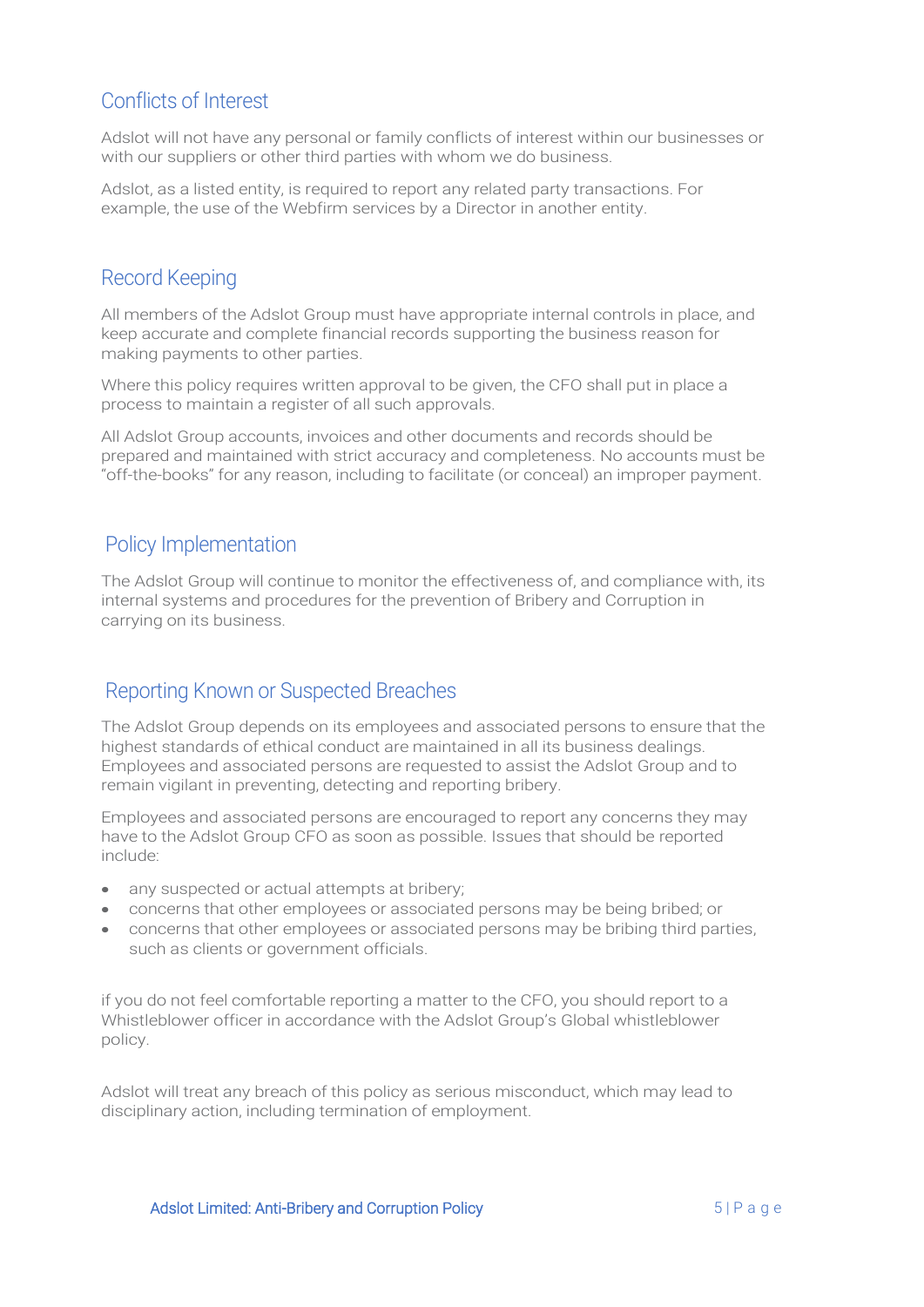## Conflicts of Interest

Adslot will not have any personal or family conflicts of interest within our businesses or with our suppliers or other third parties with whom we do business.

Adslot, as a listed entity, is required to report any related party transactions. For example, the use of the Webfirm services by a Director in another entity.

## Record Keeping

All members of the Adslot Group must have appropriate internal controls in place, and keep accurate and complete financial records supporting the business reason for making payments to other parties.

Where this policy requires written approval to be given, the CFO shall put in place a process to maintain a register of all such approvals.

All Adslot Group accounts, invoices and other documents and records should be prepared and maintained with strict accuracy and completeness. No accounts must be "off-the-books" for any reason, including to facilitate (or conceal) an improper payment.

## Policy Implementation

The Adslot Group will continue to monitor the effectiveness of, and compliance with, its internal systems and procedures for the prevention of Bribery and Corruption in carrying on its business.

## Reporting Known or Suspected Breaches

The Adslot Group depends on its employees and associated persons to ensure that the highest standards of ethical conduct are maintained in all its business dealings. Employees and associated persons are requested to assist the Adslot Group and to remain vigilant in preventing, detecting and reporting bribery.

Employees and associated persons are encouraged to report any concerns they may have to the Adslot Group CFO as soon as possible. Issues that should be reported include:

- any suspected or actual attempts at bribery;
- concerns that other employees or associated persons may be being bribed; or
- concerns that other employees or associated persons may be bribing third parties, such as clients or government officials.

if you do not feel comfortable reporting a matter to the CFO, you should report to a Whistleblower officer in accordance with the Adslot Group's Global whistleblower policy.

Adslot will treat any breach of this policy as serious misconduct, which may lead to disciplinary action, including termination of employment.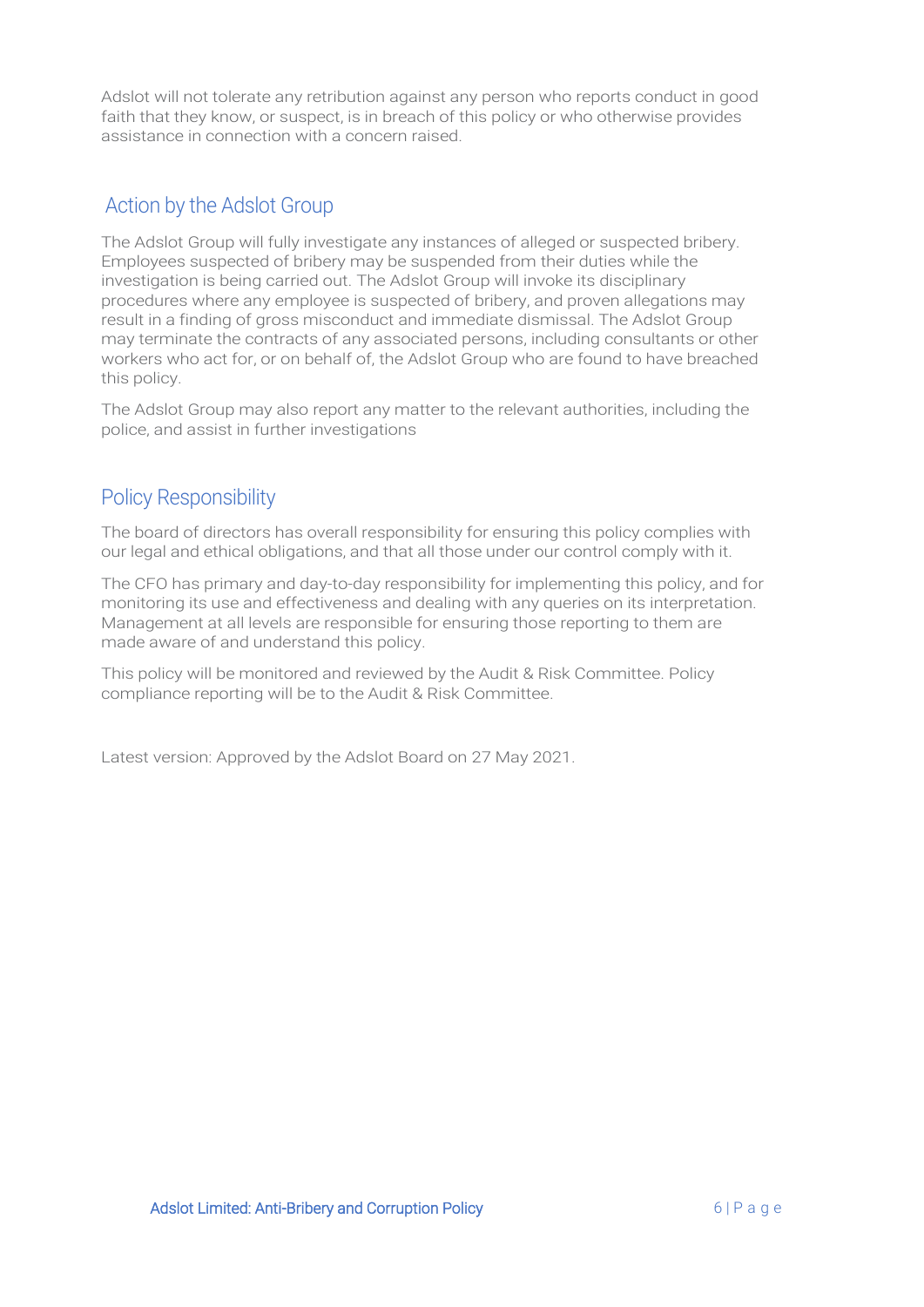Adslot will not tolerate any retribution against any person who reports conduct in good faith that they know, or suspect, is in breach of this policy or who otherwise provides assistance in connection with a concern raised.

## Action by the Adslot Group

The Adslot Group will fully investigate any instances of alleged or suspected bribery. Employees suspected of bribery may be suspended from their duties while the investigation is being carried out. The Adslot Group will invoke its disciplinary procedures where any employee is suspected of bribery, and proven allegations may result in a finding of gross misconduct and immediate dismissal. The Adslot Group may terminate the contracts of any associated persons, including consultants or other workers who act for, or on behalf of, the Adslot Group who are found to have breached this policy.

The Adslot Group may also report any matter to the relevant authorities, including the police, and assist in further investigations

## Policy Responsibility

The board of directors has overall responsibility for ensuring this policy complies with our legal and ethical obligations, and that all those under our control comply with it.

The CFO has primary and day-to-day responsibility for implementing this policy, and for monitoring its use and effectiveness and dealing with any queries on its interpretation. Management at all levels are responsible for ensuring those reporting to them are made aware of and understand this policy.

This policy will be monitored and reviewed by the Audit & Risk Committee. Policy compliance reporting will be to the Audit & Risk Committee.

Latest version: Approved by the Adslot Board on 27 May 2021.